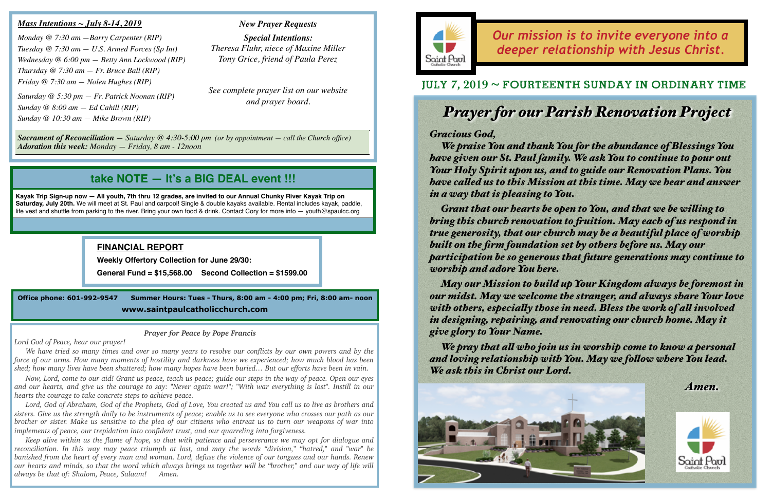## *Mass Intentions ~ July 8-14, 2019*

*Monday @ 7:30 am —Barry Carpenter (RIP)*
*Tuesday @ 7:30 am — U.S. Armed Forces (Sp Int)*
*Wednesday @ 6:00 pm — Betty Ann Lockwood (RIP)*
*Thursday @ 7:30 am — Fr. Bruce Ball (RIP)*
*Friday @ 7:30 am — Nolen Hughes (RIP)*

*Saturday @ 5:30 pm — Fr. Patrick Noonan (RIP)*
*Sunday @ 8:00 am — Ed Cahill (RIP)*
*Sunday @ 10:30 am — Mike Brown (RIP)*

## *New Prayer Requests*

***Special Intentions:***
*Theresa Fluhr, niece of Maxine Miller*
*Tony Grice, friend of Paula Perez*

*See complete prayer list on our website and prayer board.*

***Sacrament of Reconciliation** — Saturday @ 4:30-5:00 pm (or by appointment — call the Church office)*
***Adoration this week:** Monday — Friday, 8 am - 12noon*

## take NOTE — It's a BIG DEAL event !!!

**Kayak Trip Sign-up now — All youth, 7th thru 12 grades, are invited to our Annual Chunky River Kayak Trip on Saturday, July 20th.** We will meet at St. Paul and carpool! Single & double kayaks available. Rental includes kayak, paddle, life vest and shuttle from parking to the river. Bring your own food & drink. Contact Cory for more info — youth@spaulcc.org

## FINANCIAL REPORT

**Weekly Offertory Collection for June 29/30:**

**General Fund = $15,568.00 Second Collection = $1599.00**

**Office phone: 601-992-9547 Summer Hours: Tues - Thurs, 8:00 am - 4:00 pm; Fri, 8:00 am- noon**
**www.saintpaulcatholicchurch.com**

### *Prayer for Peace by Pope Francis*

*Lord God of Peace, hear our prayer!*

*We have tried so many times and over so many years to resolve our conflicts by our own powers and by the force of our arms. How many moments of hostility and darkness have we experienced; how much blood has been shed; how many lives have been shattered; how many hopes have been buried… But our efforts have been in vain.*

*Now, Lord, come to our aid! Grant us peace, teach us peace; guide our steps in the way of peace. Open our eyes and our hearts, and give us the courage to say: "Never again war!"; "With war everything is lost". Instill in our hearts the courage to take concrete steps to achieve peace.*

*Lord, God of Abraham, God of the Prophets, God of Love, You created us and You call us to live as brothers and sisters. Give us the strength daily to be instruments of peace; enable us to see everyone who crosses our path as our brother or sister. Make us sensitive to the plea of our citizens who entreat us to turn our weapons of war into implements of peace, our trepidation into confident trust, and our quarreling into forgiveness.*

*Keep alive within us the flame of hope, so that with patience and perseverance we may opt for dialogue and reconciliation. In this way may peace triumph at last, and may the words "division," "hatred," and "war" be banished from the heart of every man and woman. Lord, defuse the violence of our tongues and our hands. Renew our hearts and minds, so that the word which always brings us together will be "brother," and our way of life will always be that of: Shalom, Peace, Salaam! Amen.*

Saint Paul Catholic Church

*Our mission is to invite everyone into a deeper relationship with Jesus Christ.*

## JULY 7, 2019 ~ FOURTEENTH SUNDAY IN ORDINARY TIME

# *Prayer for our Parish Renovation Project*

***Gracious God,***

***We praise You and thank You for the abundance of Blessings You have given our St. Paul family. We ask You to continue to pour out Your Holy Spirit upon us, and to guide our Renovation Plans. You have called us to this Mission at this time. May we hear and answer in a way that is pleasing to You.***

***Grant that our hearts be open to You, and that we be willing to bring this church renovation to fruition. May each of us respond in true generosity, that our church may be a beautiful place of worship built on the firm foundation set by others before us. May our participation be so generous that future generations may continue to worship and adore You here.***

***May our Mission to build up Your Kingdom always be foremost in our midst. May we welcome the stranger, and always share Your love with others, especially those in need. Bless the work of all involved in designing, repairing, and renovating our church home. May it give glory to Your Name.***

***We pray that all who join us in worship come to know a personal and loving relationship with You. May we follow where You lead. We ask this in Christ our Lord.***

***Amen.***

Saint Paul Catholic Church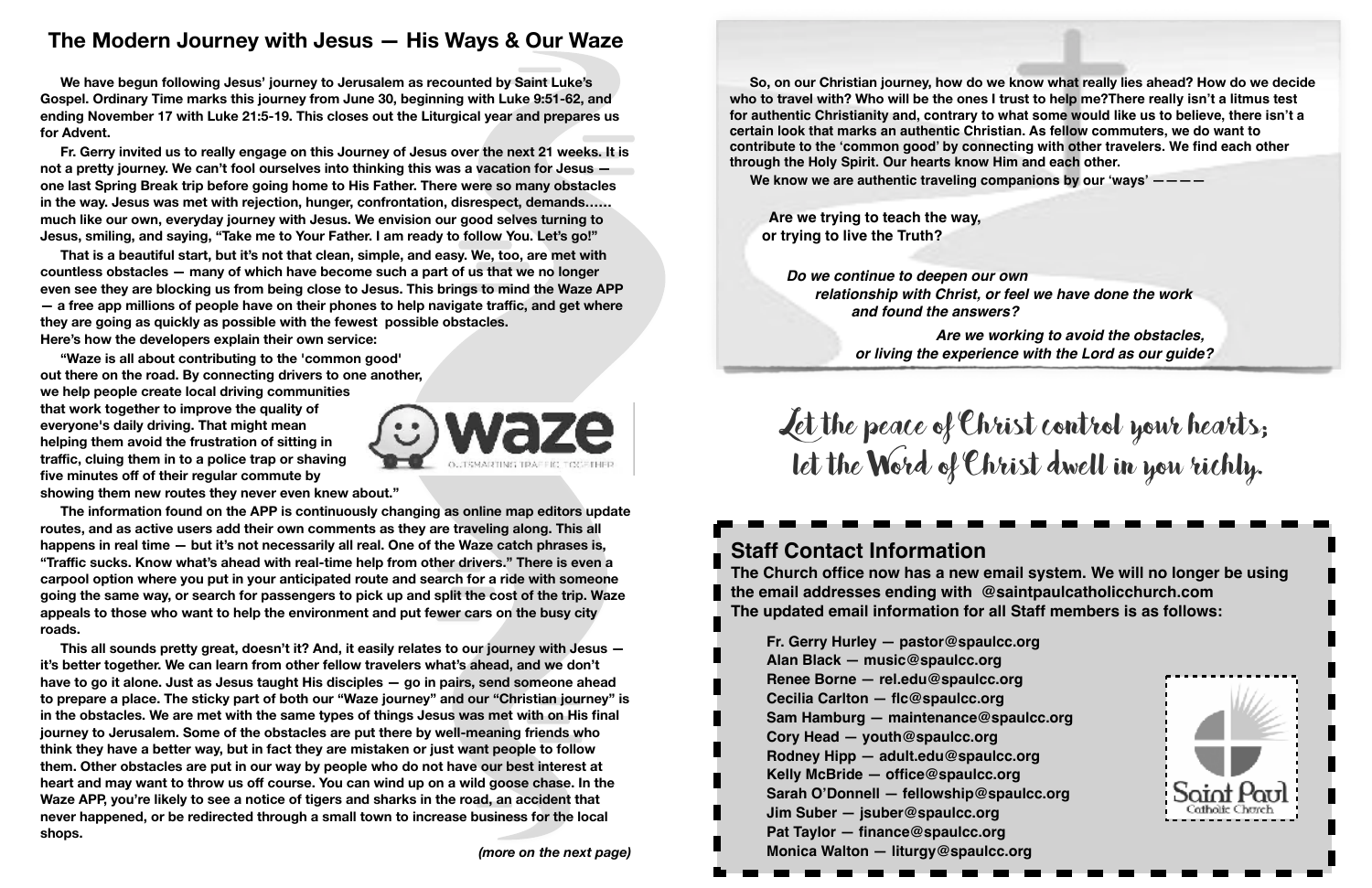## The Modern Journey with Jesus — His Ways & Our Waze

We have begun following Jesus' journey to Jerusalem as recounted by Saint Luke's Gospel. Ordinary Time marks this journey from June 30, beginning with Luke 9:51-62, and ending November 17 with Luke 21:5-19. This closes out the Liturgical year and prepares us for Advent.

Fr. Gerry invited us to really engage on this Journey of Jesus over the next 21 weeks. It is not a pretty journey. We can't fool ourselves into thinking this was a vacation for Jesus — one last Spring Break trip before going home to His Father. There were so many obstacles in the way. Jesus was met with rejection, hunger, confrontation, disrespect, demands…… much like our own, everyday journey with Jesus. We envision our good selves turning to Jesus, smiling, and saying, "Take me to Your Father. I am ready to follow You. Let's go!"

That is a beautiful start, but it's not that clean, simple, and easy. We, too, are met with countless obstacles — many of which have become such a part of us that we no longer even see they are blocking us from being close to Jesus. This brings to mind the Waze APP — a free app millions of people have on their phones to help navigate traffic, and get where they are going as quickly as possible with the fewest possible obstacles. Here's how the developers explain their own service:

"Waze is all about contributing to the 'common good' out there on the road. By connecting drivers to one another, we help people create local driving communities that work together to improve the quality of everyone's daily driving. That might mean helping them avoid the frustration of sitting in traffic, cluing them in to a police trap or shaving five minutes off of their regular commute by showing them new routes they never even knew about."

waze — OUTSMARTING TRAFFIC TOGETHER

The information found on the APP is continuously changing as online map editors update routes, and as active users add their own comments as they are traveling along. This all happens in real time — but it's not necessarily all real. One of the Waze catch phrases is, "Traffic sucks. Know what's ahead with real-time help from other drivers." There is even a carpool option where you put in your anticipated route and search for a ride with someone going the same way, or search for passengers to pick up and split the cost of the trip. Waze appeals to those who want to help the environment and put fewer cars on the busy city roads.

This all sounds pretty great, doesn't it? And, it easily relates to our journey with Jesus — it's better together. We can learn from other fellow travelers what's ahead, and we don't have to go it alone. Just as Jesus taught His disciples — go in pairs, send someone ahead to prepare a place. The sticky part of both our "Waze journey" and our "Christian journey" is in the obstacles. We are met with the same types of things Jesus was met with on His final journey to Jerusalem. Some of the obstacles are put there by well-meaning friends who think they have a better way, but in fact they are mistaken or just want people to follow them. Other obstacles are put in our way by people who do not have our best interest at heart and may want to throw us off course. You can wind up on a wild goose chase. In the Waze APP, you're likely to see a notice of tigers and sharks in the road, an accident that never happened, or be redirected through a small town to increase business for the local shops.

*(more on the next page)*

So, on our Christian journey, how do we know what really lies ahead? How do we decide who to travel with? Who will be the ones I trust to help me?There really isn't a litmus test for authentic Christianity and, contrary to what some would like us to believe, there isn't a certain look that marks an authentic Christian. As fellow commuters, we do want to contribute to the 'common good' by connecting with other travelers. We find each other through the Holy Spirit. Our hearts know Him and each other.

We know we are authentic traveling companions by our 'ways' ————

Are we trying to teach the way,
or trying to live the Truth?

*Do we continue to deepen our own relationship with Christ, or feel we have done the work and found the answers?*

*Are we working to avoid the obstacles, or living the experience with the Lord as our guide?*

Let the peace of Christ control your hearts;
let the Word of Christ dwell in you richly.

### Staff Contact Information

The Church office now has a new email system. We will no longer be using the email addresses ending with @saintpaulcatholicchurch.com
The updated email information for all Staff members is as follows:

- Fr. Gerry Hurley — pastor@spaulcc.org
- Alan Black — music@spaulcc.org
- Renee Borne — rel.edu@spaulcc.org
- Cecilia Carlton — flc@spaulcc.org
- Sam Hamburg — maintenance@spaulcc.org
- Cory Head — youth@spaulcc.org
- Rodney Hipp — adult.edu@spaulcc.org
- Kelly McBride — office@spaulcc.org
- Sarah O'Donnell — fellowship@spaulcc.org
- Jim Suber — jsuber@spaulcc.org
- Pat Taylor — finance@spaulcc.org
- Monica Walton — liturgy@spaulcc.org

Saint Paul Catholic Church